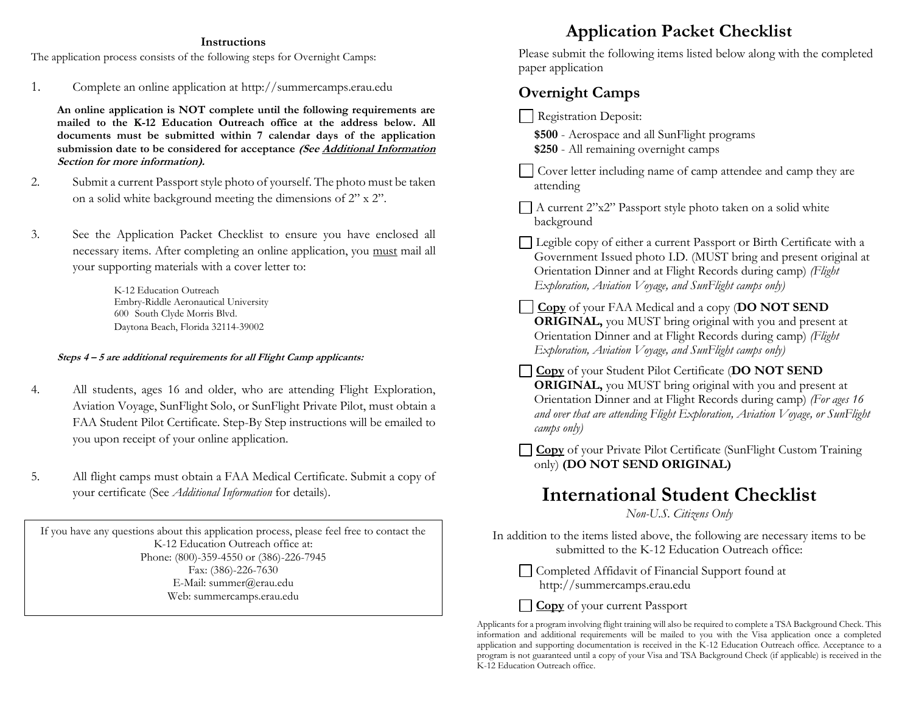**Instructions**

The application process consists of the following steps for Overnight Camps:

1. Complete an online application at http://summercamps.erau.edu

   **An online application is NOT complete until the following requirements are mailed to the K-12 Education Outreach office at the address below. All documents must be submitted within 7 calendar days of the application submission date to be considered for acceptance *(See Additional Information Section for more information).***

2. Submit a current Passport style photo of yourself. The photo must be taken on a solid white background meeting the dimensions of 2" x 2".

3. See the Application Packet Checklist to ensure you have enclosed all necessary items. After completing an online application, you must mail all your supporting materials with a cover letter to:

   K-12 Education Outreach
   Embry-Riddle Aeronautical University
   600 South Clyde Morris Blvd.
   Daytona Beach, Florida 32114-39002

***Steps 4 – 5 are additional requirements for all Flight Camp applicants:***

4. All students, ages 16 and older, who are attending Flight Exploration, Aviation Voyage, SunFlight Solo, or SunFlight Private Pilot, must obtain a FAA Student Pilot Certificate. Step-By Step instructions will be emailed to you upon receipt of your online application.

5. All flight camps must obtain a FAA Medical Certificate. Submit a copy of your certificate (See *Additional Information* for details).

If you have any questions about this application process, please feel free to contact the K-12 Education Outreach office at:
Phone: (800)-359-4550 or (386)-226-7945
Fax: (386)-226-7630
E-Mail: summer@erau.edu
Web: summercamps.erau.edu

# Application Packet Checklist

Please submit the following items listed below along with the completed paper application

## Overnight Camps

- [ ] Registration Deposit:
  **$500** - Aerospace and all SunFlight programs
  **$250** - All remaining overnight camps
- [ ] Cover letter including name of camp attendee and camp they are attending
- [ ] A current 2"x2" Passport style photo taken on a solid white background
- [ ] Legible copy of either a current Passport or Birth Certificate with a Government Issued photo I.D. (MUST bring and present original at Orientation Dinner and at Flight Records during camp) *(Flight Exploration, Aviation Voyage, and SunFlight camps only)*
- [ ] **Copy** of your FAA Medical and a copy (**DO NOT SEND ORIGINAL,** you MUST bring original with you and present at Orientation Dinner and at Flight Records during camp) *(Flight Exploration, Aviation Voyage, and SunFlight camps only)*
- [ ] **Copy** of your Student Pilot Certificate (**DO NOT SEND ORIGINAL,** you MUST bring original with you and present at Orientation Dinner and at Flight Records during camp) *(For ages 16 and over that are attending Flight Exploration, Aviation Voyage, or SunFlight camps only)*
- [ ] **Copy** of your Private Pilot Certificate (SunFlight Custom Training only) **(DO NOT SEND ORIGINAL)**

# International Student Checklist

*Non-U.S. Citizens Only*

In addition to the items listed above, the following are necessary items to be submitted to the K-12 Education Outreach office:

- [ ] Completed Affidavit of Financial Support found at http://summercamps.erau.edu
- [ ] **Copy** of your current Passport

Applicants for a program involving flight training will also be required to complete a TSA Background Check. This information and additional requirements will be mailed to you with the Visa application once a completed application and supporting documentation is received in the K-12 Education Outreach office. Acceptance to a program is not guaranteed until a copy of your Visa and TSA Background Check (if applicable) is received in the K-12 Education Outreach office.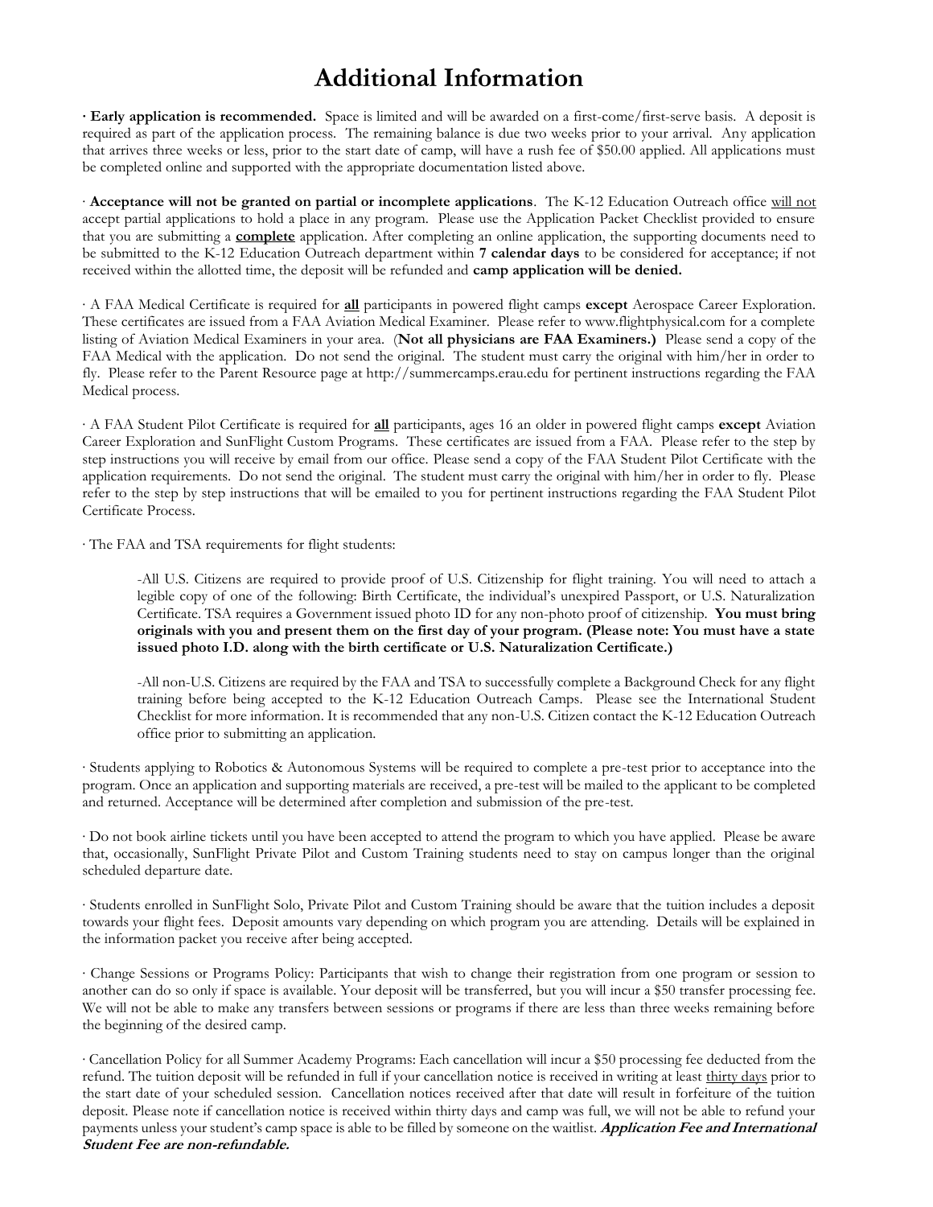# Additional Information

· **Early application is recommended.** Space is limited and will be awarded on a first-come/first-serve basis. A deposit is required as part of the application process. The remaining balance is due two weeks prior to your arrival. Any application that arrives three weeks or less, prior to the start date of camp, will have a rush fee of $50.00 applied. All applications must be completed online and supported with the appropriate documentation listed above.

· **Acceptance will not be granted on partial or incomplete applications**. The K-12 Education Outreach office will not accept partial applications to hold a place in any program. Please use the Application Packet Checklist provided to ensure that you are submitting a **complete** application. After completing an online application, the supporting documents need to be submitted to the K-12 Education Outreach department within **7 calendar days** to be considered for acceptance; if not received within the allotted time, the deposit will be refunded and **camp application will be denied.**

· A FAA Medical Certificate is required for **all** participants in powered flight camps **except** Aerospace Career Exploration. These certificates are issued from a FAA Aviation Medical Examiner. Please refer to www.flightphysical.com for a complete listing of Aviation Medical Examiners in your area. (**Not all physicians are FAA Examiners.)** Please send a copy of the FAA Medical with the application. Do not send the original. The student must carry the original with him/her in order to fly. Please refer to the Parent Resource page at http://summercamps.erau.edu for pertinent instructions regarding the FAA Medical process.

· A FAA Student Pilot Certificate is required for **all** participants, ages 16 an older in powered flight camps **except** Aviation Career Exploration and SunFlight Custom Programs. These certificates are issued from a FAA. Please refer to the step by step instructions you will receive by email from our office. Please send a copy of the FAA Student Pilot Certificate with the application requirements. Do not send the original. The student must carry the original with him/her in order to fly. Please refer to the step by step instructions that will be emailed to you for pertinent instructions regarding the FAA Student Pilot Certificate Process.

· The FAA and TSA requirements for flight students:

> -All U.S. Citizens are required to provide proof of U.S. Citizenship for flight training. You will need to attach a legible copy of one of the following: Birth Certificate, the individual's unexpired Passport, or U.S. Naturalization Certificate. TSA requires a Government issued photo ID for any non-photo proof of citizenship. **You must bring originals with you and present them on the first day of your program. (Please note: You must have a state issued photo I.D. along with the birth certificate or U.S. Naturalization Certificate.)**
>
> -All non-U.S. Citizens are required by the FAA and TSA to successfully complete a Background Check for any flight training before being accepted to the K-12 Education Outreach Camps. Please see the International Student Checklist for more information. It is recommended that any non-U.S. Citizen contact the K-12 Education Outreach office prior to submitting an application.

· Students applying to Robotics & Autonomous Systems will be required to complete a pre-test prior to acceptance into the program. Once an application and supporting materials are received, a pre-test will be mailed to the applicant to be completed and returned. Acceptance will be determined after completion and submission of the pre-test.

· Do not book airline tickets until you have been accepted to attend the program to which you have applied. Please be aware that, occasionally, SunFlight Private Pilot and Custom Training students need to stay on campus longer than the original scheduled departure date.

· Students enrolled in SunFlight Solo, Private Pilot and Custom Training should be aware that the tuition includes a deposit towards your flight fees. Deposit amounts vary depending on which program you are attending. Details will be explained in the information packet you receive after being accepted.

· Change Sessions or Programs Policy: Participants that wish to change their registration from one program or session to another can do so only if space is available. Your deposit will be transferred, but you will incur a $50 transfer processing fee. We will not be able to make any transfers between sessions or programs if there are less than three weeks remaining before the beginning of the desired camp.

· Cancellation Policy for all Summer Academy Programs: Each cancellation will incur a $50 processing fee deducted from the refund. The tuition deposit will be refunded in full if your cancellation notice is received in writing at least thirty days prior to the start date of your scheduled session. Cancellation notices received after that date will result in forfeiture of the tuition deposit. Please note if cancellation notice is received within thirty days and camp was full, we will not be able to refund your payments unless your student's camp space is able to be filled by someone on the waitlist. ***Application Fee and International Student Fee are non-refundable.***